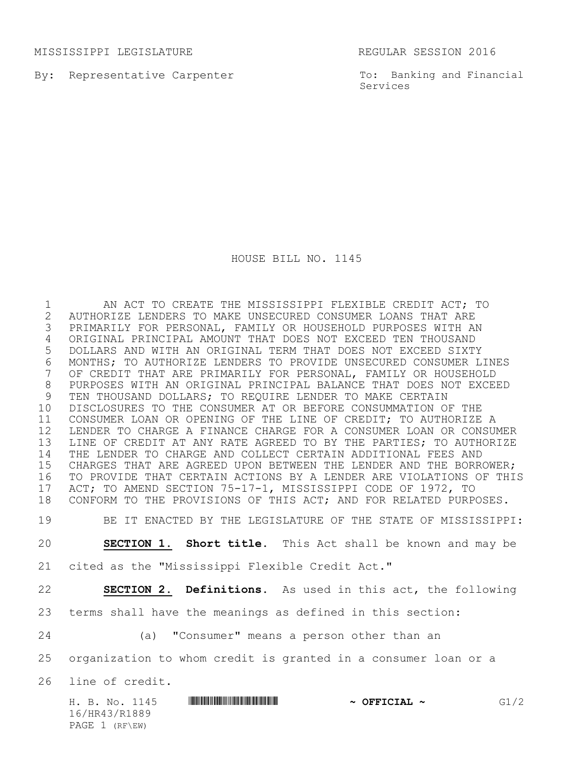MISSISSIPPI LEGISLATURE REGULAR SESSION 2016

By: Representative Carpenter

To: Banking and Financial Services

# HOUSE BILL NO. 1145

AN ACT TO CREATE THE MISSISSIPPI FLEXIBLE CREDIT ACT; TO AUTHORIZE LENDERS TO MAKE UNSECURED CONSUMER LOANS THAT ARE PRIMARILY FOR PERSONAL, FAMILY OR HOUSEHOLD PURPOSES WITH AN ORIGINAL PRINCIPAL AMOUNT THAT DOES NOT EXCEED TEN THOUSAND DOLLARS AND WITH AN ORIGINAL TERM THAT DOES NOT EXCEED SIXTY MONTHS; TO AUTHORIZE LENDERS TO PROVIDE UNSECURED CONSUMER LINES OF CREDIT THAT ARE PRIMARILY FOR PERSONAL, FAMILY OR HOUSEHOLD PURPOSES WITH AN ORIGINAL PRINCIPAL BALANCE THAT DOES NOT EXCEED TEN THOUSAND DOLLARS; TO REQUIRE LENDER TO MAKE CERTAIN DISCLOSURES TO THE CONSUMER AT OR BEFORE CONSUMMATION OF THE CONSUMER LOAN OR OPENING OF THE LINE OF CREDIT; TO AUTHORIZE A LENDER TO CHARGE A FINANCE CHARGE FOR A CONSUMER LOAN OR CONSUMER LINE OF CREDIT AT ANY RATE AGREED TO BY THE PARTIES; TO AUTHORIZE THE LENDER TO CHARGE AND COLLECT CERTAIN ADDITIONAL FEES AND CHARGES THAT ARE AGREED UPON BETWEEN THE LENDER AND THE BORROWER; TO PROVIDE THAT CERTAIN ACTIONS BY A LENDER ARE VIOLATIONS OF THIS ACT; TO AMEND SECTION 75-17-1, MISSISSIPPI CODE OF 1972, TO CONFORM TO THE PROVISIONS OF THIS ACT; AND FOR RELATED PURPOSES.

BE IT ENACTED BY THE LEGISLATURE OF THE STATE OF MISSISSIPPI:

**SECTION 1. Short title.** This Act shall be known and may be cited as the "Mississippi Flexible Credit Act."

**SECTION 2. Definitions.** As used in this act, the following terms shall have the meanings as defined in this section:

(a) "Consumer" means a person other than an organization to whom credit is granted in a consumer loan or a line of credit.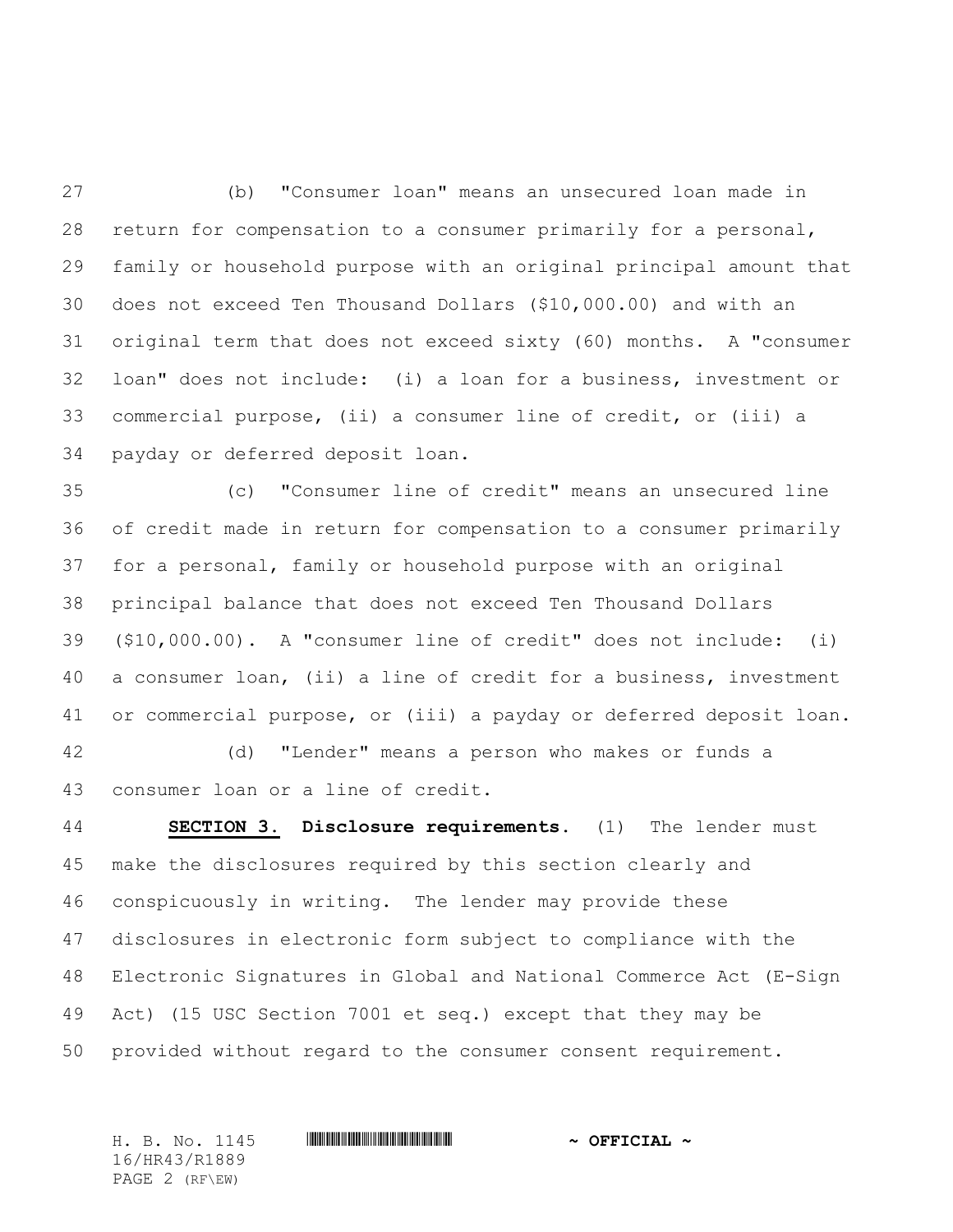(b) "Consumer loan" means an unsecured loan made in return for compensation to a consumer primarily for a personal, family or household purpose with an original principal amount that does not exceed Ten Thousand Dollars ($10,000.00) and with an original term that does not exceed sixty (60) months. A "consumer loan" does not include: (i) a loan for a business, investment or commercial purpose, (ii) a consumer line of credit, or (iii) a payday or deferred deposit loan.

(c) "Consumer line of credit" means an unsecured line of credit made in return for compensation to a consumer primarily for a personal, family or household purpose with an original principal balance that does not exceed Ten Thousand Dollars ($10,000.00). A "consumer line of credit" does not include: (i) a consumer loan, (ii) a line of credit for a business, investment or commercial purpose, or (iii) a payday or deferred deposit loan.

(d) "Lender" means a person who makes or funds a consumer loan or a line of credit.

**SECTION 3. Disclosure requirements.** (1) The lender must make the disclosures required by this section clearly and conspicuously in writing. The lender may provide these disclosures in electronic form subject to compliance with the Electronic Signatures in Global and National Commerce Act (E-Sign Act) (15 USC Section 7001 et seq.) except that they may be provided without regard to the consumer consent requirement.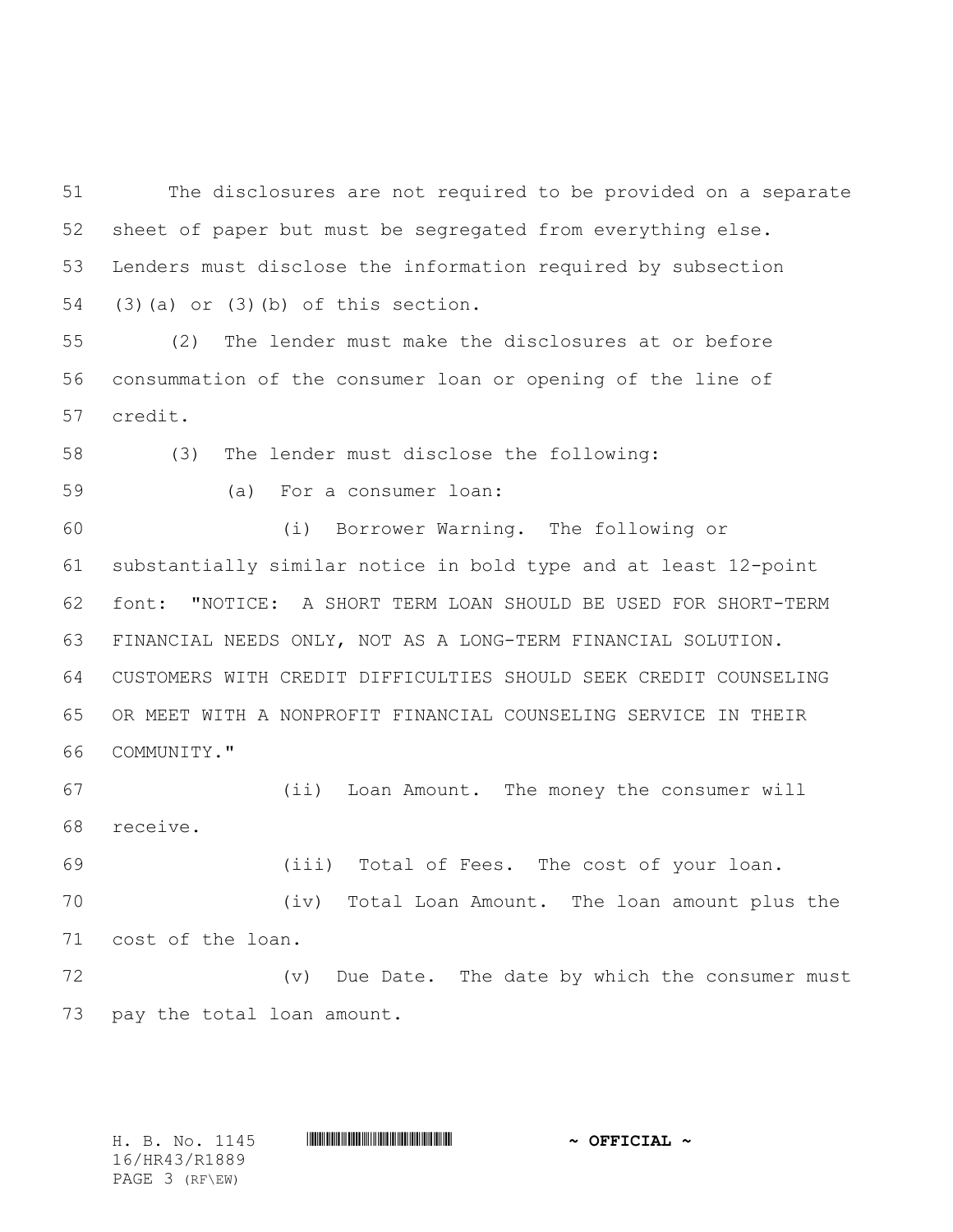The disclosures are not required to be provided on a separate sheet of paper but must be segregated from everything else. Lenders must disclose the information required by subsection (3)(a) or (3)(b) of this section.

(2) The lender must make the disclosures at or before consummation of the consumer loan or opening of the line of credit.

(3) The lender must disclose the following:

(a) For a consumer loan:

(i) Borrower Warning. The following or substantially similar notice in bold type and at least 12-point font: "NOTICE: A SHORT TERM LOAN SHOULD BE USED FOR SHORT-TERM FINANCIAL NEEDS ONLY, NOT AS A LONG-TERM FINANCIAL SOLUTION. CUSTOMERS WITH CREDIT DIFFICULTIES SHOULD SEEK CREDIT COUNSELING OR MEET WITH A NONPROFIT FINANCIAL COUNSELING SERVICE IN THEIR COMMUNITY."

(ii) Loan Amount. The money the consumer will receive.

(iii) Total of Fees. The cost of your loan.

(iv) Total Loan Amount. The loan amount plus the cost of the loan.

(v) Due Date. The date by which the consumer must pay the total loan amount.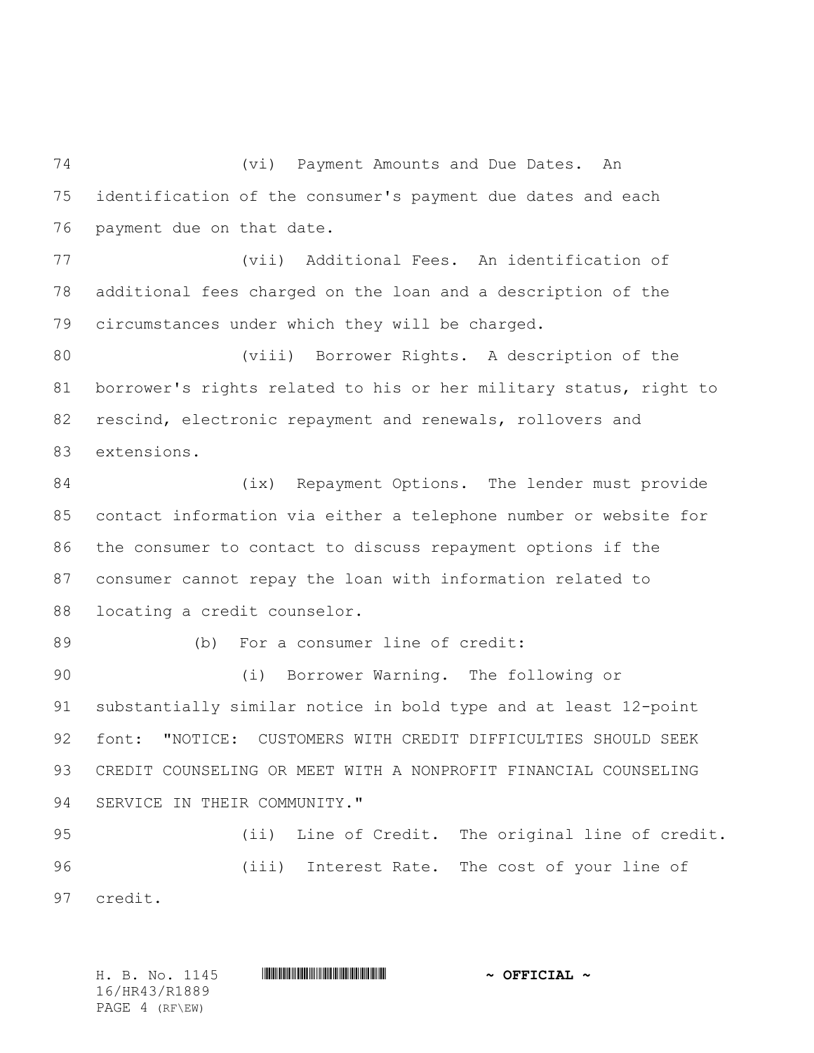(vi) Payment Amounts and Due Dates. An identification of the consumer's payment due dates and each payment due on that date.

(vii) Additional Fees. An identification of additional fees charged on the loan and a description of the circumstances under which they will be charged.

(viii) Borrower Rights. A description of the borrower's rights related to his or her military status, right to rescind, electronic repayment and renewals, rollovers and extensions.

(ix) Repayment Options. The lender must provide contact information via either a telephone number or website for the consumer to contact to discuss repayment options if the consumer cannot repay the loan with information related to locating a credit counselor.

(b) For a consumer line of credit:

(i) Borrower Warning. The following or substantially similar notice in bold type and at least 12-point font: "NOTICE: CUSTOMERS WITH CREDIT DIFFICULTIES SHOULD SEEK CREDIT COUNSELING OR MEET WITH A NONPROFIT FINANCIAL COUNSELING SERVICE IN THEIR COMMUNITY."

(ii) Line of Credit. The original line of credit.

(iii) Interest Rate. The cost of your line of credit.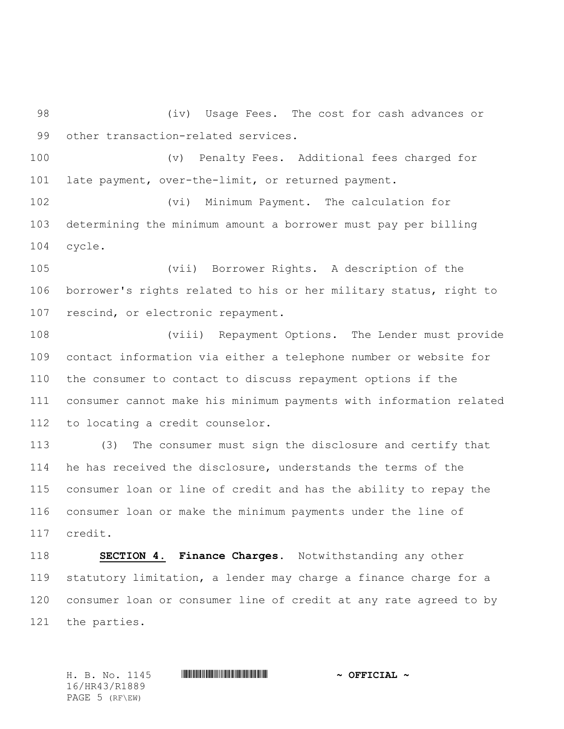(iv) Usage Fees. The cost for cash advances or other transaction-related services.

(v) Penalty Fees. Additional fees charged for late payment, over-the-limit, or returned payment.

(vi) Minimum Payment. The calculation for determining the minimum amount a borrower must pay per billing cycle.

(vii) Borrower Rights. A description of the borrower's rights related to his or her military status, right to rescind, or electronic repayment.

(viii) Repayment Options. The Lender must provide contact information via either a telephone number or website for the consumer to contact to discuss repayment options if the consumer cannot make his minimum payments with information related to locating a credit counselor.

(3) The consumer must sign the disclosure and certify that he has received the disclosure, understands the terms of the consumer loan or line of credit and has the ability to repay the consumer loan or make the minimum payments under the line of credit.

**SECTION 4. Finance Charges.** Notwithstanding any other statutory limitation, a lender may charge a finance charge for a consumer loan or consumer line of credit at any rate agreed to by the parties.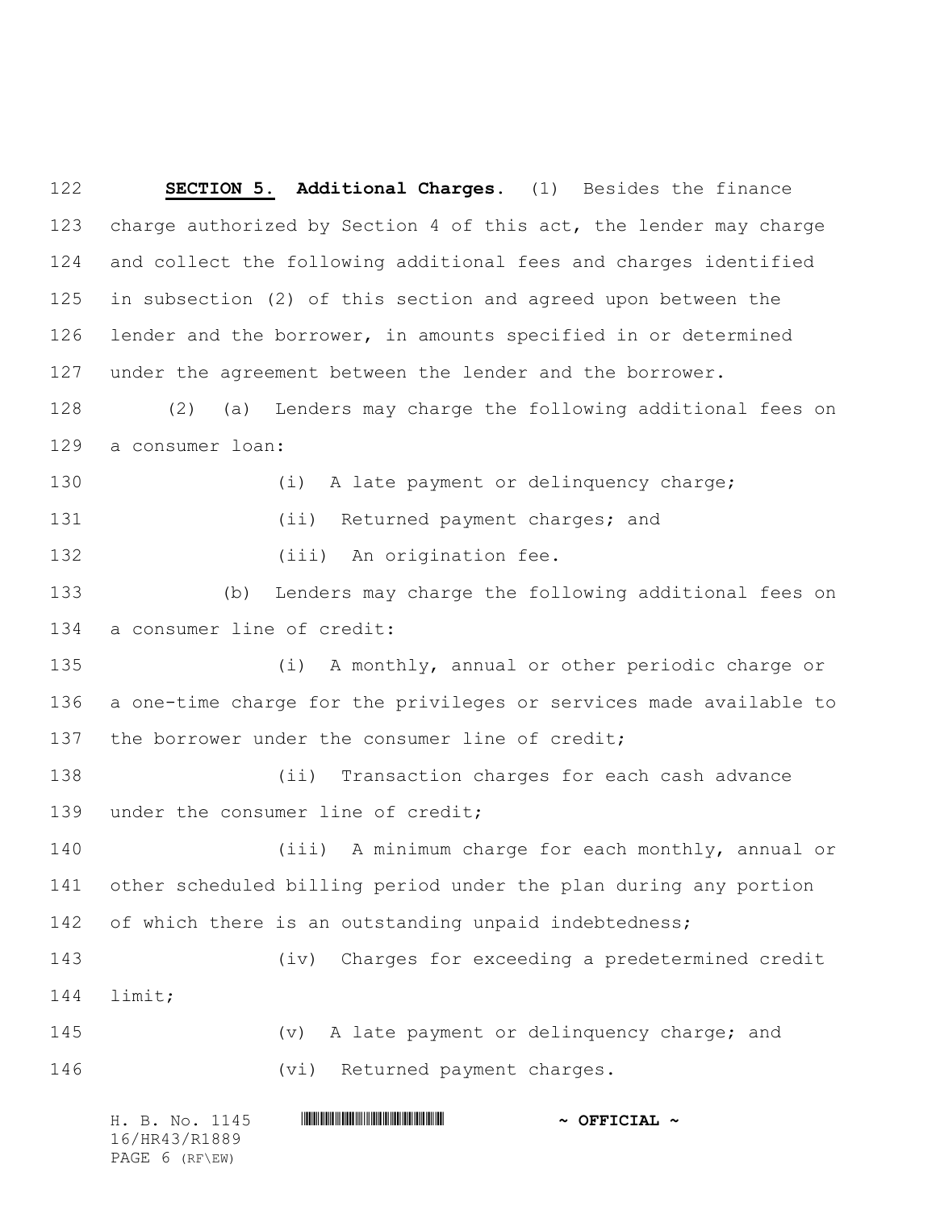**SECTION 5.** **Additional Charges.** (1) Besides the finance charge authorized by Section 4 of this act, the lender may charge and collect the following additional fees and charges identified in subsection (2) of this section and agreed upon between the lender and the borrower, in amounts specified in or determined under the agreement between the lender and the borrower.

(2) (a) Lenders may charge the following additional fees on a consumer loan:

(i) A late payment or delinquency charge;

(ii) Returned payment charges; and

(iii) An origination fee.

(b) Lenders may charge the following additional fees on a consumer line of credit:

(i) A monthly, annual or other periodic charge or a one-time charge for the privileges or services made available to the borrower under the consumer line of credit;

(ii) Transaction charges for each cash advance under the consumer line of credit;

(iii) A minimum charge for each monthly, annual or other scheduled billing period under the plan during any portion of which there is an outstanding unpaid indebtedness;

(iv) Charges for exceeding a predetermined credit limit;

(v) A late payment or delinquency charge; and

(vi) Returned payment charges.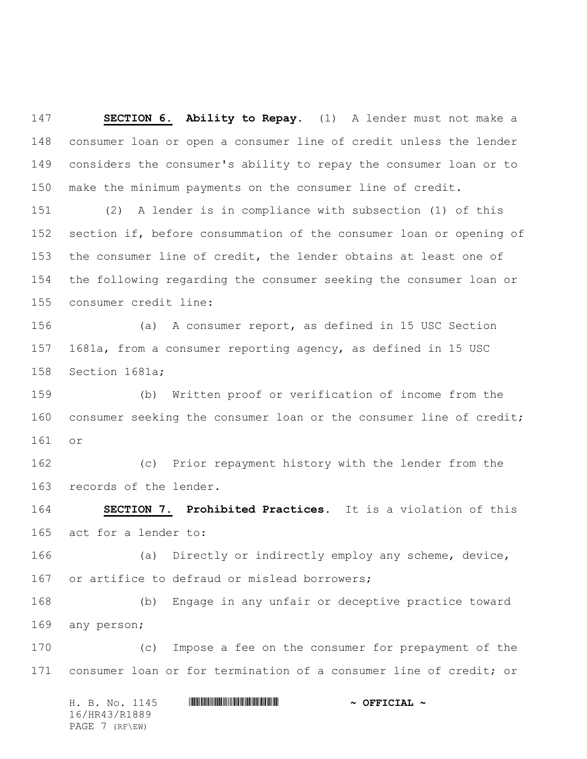**SECTION 6.** **Ability to Repay.** (1) A lender must not make a consumer loan or open a consumer line of credit unless the lender considers the consumer's ability to repay the consumer loan or to make the minimum payments on the consumer line of credit.

(2) A lender is in compliance with subsection (1) of this section if, before consummation of the consumer loan or opening of the consumer line of credit, the lender obtains at least one of the following regarding the consumer seeking the consumer loan or consumer credit line:

(a) A consumer report, as defined in 15 USC Section 1681a, from a consumer reporting agency, as defined in 15 USC Section 1681a;

(b) Written proof or verification of income from the consumer seeking the consumer loan or the consumer line of credit; or

(c) Prior repayment history with the lender from the records of the lender.

**SECTION 7.** **Prohibited Practices.** It is a violation of this act for a lender to:

(a) Directly or indirectly employ any scheme, device, or artifice to defraud or mislead borrowers;

(b) Engage in any unfair or deceptive practice toward any person;

(c) Impose a fee on the consumer for prepayment of the consumer loan or for termination of a consumer line of credit; or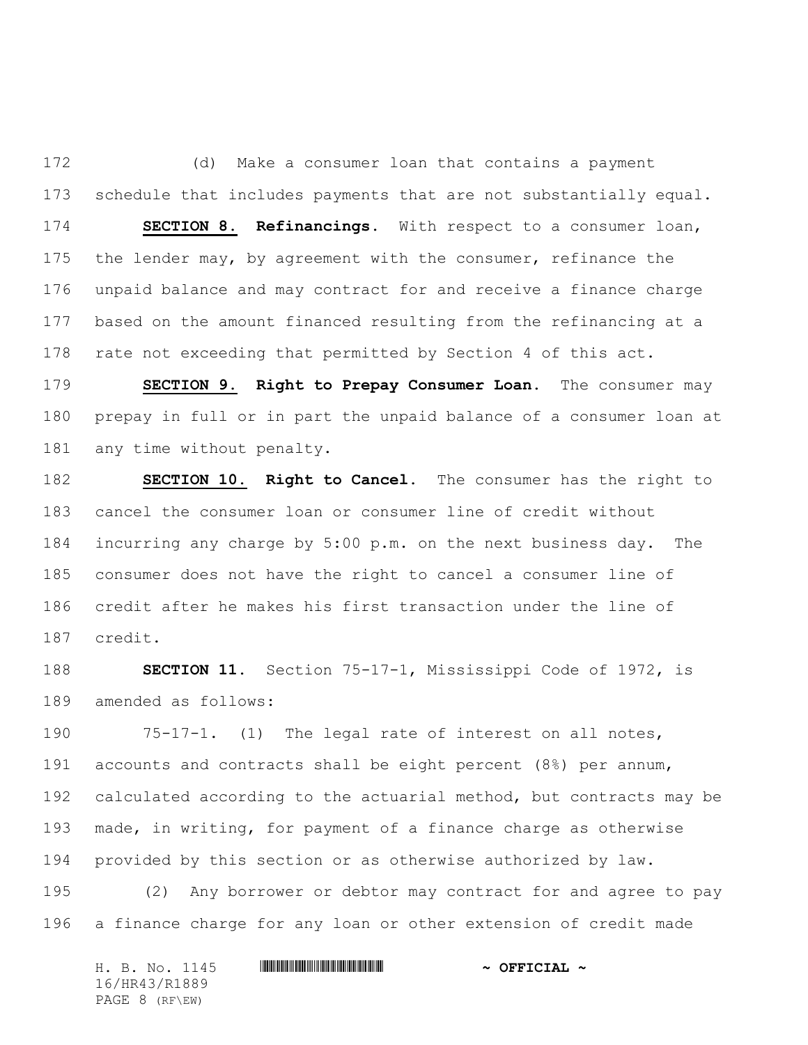(d) Make a consumer loan that contains a payment schedule that includes payments that are not substantially equal.

**SECTION 8. Refinancings.** With respect to a consumer loan, the lender may, by agreement with the consumer, refinance the unpaid balance and may contract for and receive a finance charge based on the amount financed resulting from the refinancing at a rate not exceeding that permitted by Section 4 of this act.

**SECTION 9. Right to Prepay Consumer Loan.** The consumer may prepay in full or in part the unpaid balance of a consumer loan at any time without penalty.

**SECTION 10. Right to Cancel.** The consumer has the right to cancel the consumer loan or consumer line of credit without incurring any charge by 5:00 p.m. on the next business day. The consumer does not have the right to cancel a consumer line of credit after he makes his first transaction under the line of credit.

**SECTION 11.** Section 75-17-1, Mississippi Code of 1972, is amended as follows:

75-17-1. (1) The legal rate of interest on all notes, accounts and contracts shall be eight percent (8%) per annum, calculated according to the actuarial method, but contracts may be made, in writing, for payment of a finance charge as otherwise provided by this section or as otherwise authorized by law.

(2) Any borrower or debtor may contract for and agree to pay a finance charge for any loan or other extension of credit made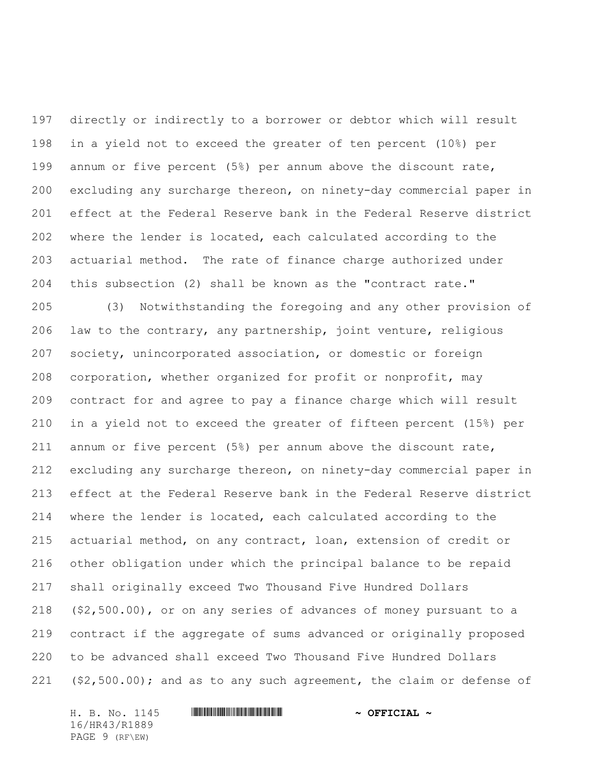directly or indirectly to a borrower or debtor which will result in a yield not to exceed the greater of ten percent (10%) per annum or five percent (5%) per annum above the discount rate, excluding any surcharge thereon, on ninety-day commercial paper in effect at the Federal Reserve bank in the Federal Reserve district where the lender is located, each calculated according to the actuarial method. The rate of finance charge authorized under this subsection (2) shall be known as the "contract rate."

(3) Notwithstanding the foregoing and any other provision of law to the contrary, any partnership, joint venture, religious society, unincorporated association, or domestic or foreign corporation, whether organized for profit or nonprofit, may contract for and agree to pay a finance charge which will result in a yield not to exceed the greater of fifteen percent (15%) per annum or five percent (5%) per annum above the discount rate, excluding any surcharge thereon, on ninety-day commercial paper in effect at the Federal Reserve bank in the Federal Reserve district where the lender is located, each calculated according to the actuarial method, on any contract, loan, extension of credit or other obligation under which the principal balance to be repaid shall originally exceed Two Thousand Five Hundred Dollars ($2,500.00), or on any series of advances of money pursuant to a contract if the aggregate of sums advanced or originally proposed to be advanced shall exceed Two Thousand Five Hundred Dollars ($2,500.00); and as to any such agreement, the claim or defense of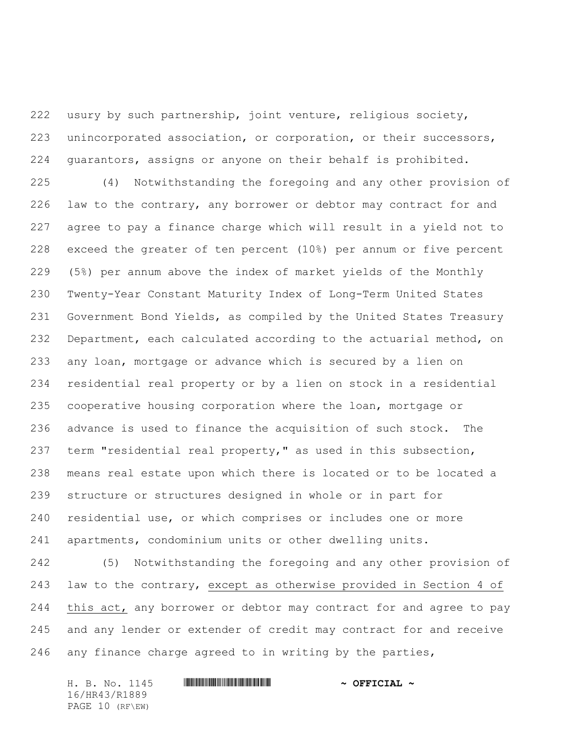usury by such partnership, joint venture, religious society, unincorporated association, or corporation, or their successors, guarantors, assigns or anyone on their behalf is prohibited.

(4) Notwithstanding the foregoing and any other provision of law to the contrary, any borrower or debtor may contract for and agree to pay a finance charge which will result in a yield not to exceed the greater of ten percent (10%) per annum or five percent (5%) per annum above the index of market yields of the Monthly Twenty-Year Constant Maturity Index of Long-Term United States Government Bond Yields, as compiled by the United States Treasury Department, each calculated according to the actuarial method, on any loan, mortgage or advance which is secured by a lien on residential real property or by a lien on stock in a residential cooperative housing corporation where the loan, mortgage or advance is used to finance the acquisition of such stock. The term "residential real property," as used in this subsection, means real estate upon which there is located or to be located a structure or structures designed in whole or in part for residential use, or which comprises or includes one or more apartments, condominium units or other dwelling units.

(5) Notwithstanding the foregoing and any other provision of law to the contrary, <u>except as otherwise provided in Section 4 of this act,</u> any borrower or debtor may contract for and agree to pay and any lender or extender of credit may contract for and receive any finance charge agreed to in writing by the parties,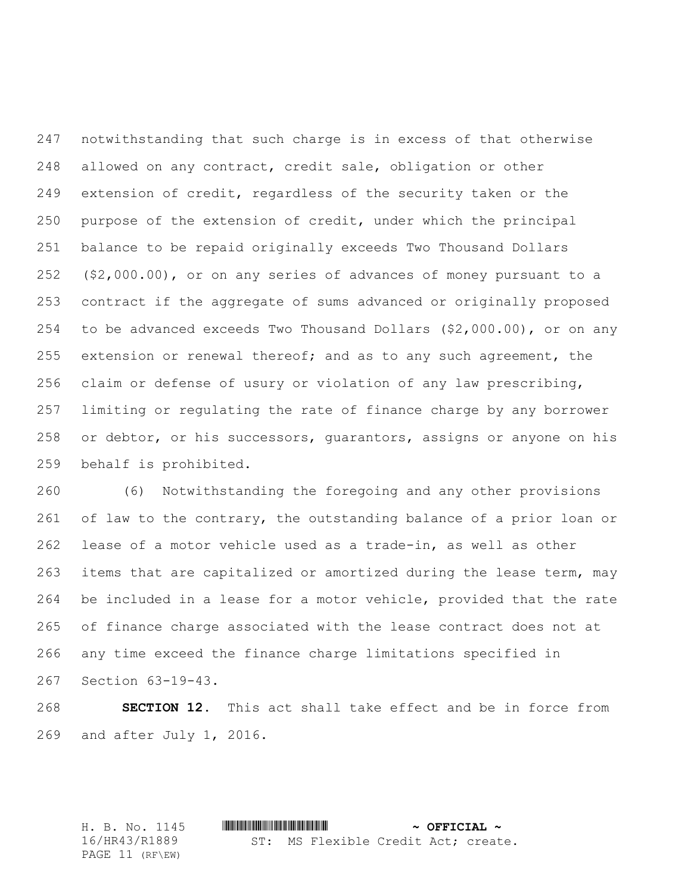notwithstanding that such charge is in excess of that otherwise allowed on any contract, credit sale, obligation or other extension of credit, regardless of the security taken or the purpose of the extension of credit, under which the principal balance to be repaid originally exceeds Two Thousand Dollars ($2,000.00), or on any series of advances of money pursuant to a contract if the aggregate of sums advanced or originally proposed to be advanced exceeds Two Thousand Dollars ($2,000.00), or on any extension or renewal thereof; and as to any such agreement, the claim or defense of usury or violation of any law prescribing, limiting or regulating the rate of finance charge by any borrower or debtor, or his successors, guarantors, assigns or anyone on his behalf is prohibited.

(6) Notwithstanding the foregoing and any other provisions of law to the contrary, the outstanding balance of a prior loan or lease of a motor vehicle used as a trade-in, as well as other items that are capitalized or amortized during the lease term, may be included in a lease for a motor vehicle, provided that the rate of finance charge associated with the lease contract does not at any time exceed the finance charge limitations specified in Section 63-19-43.

**SECTION 12.** This act shall take effect and be in force from and after July 1, 2016.